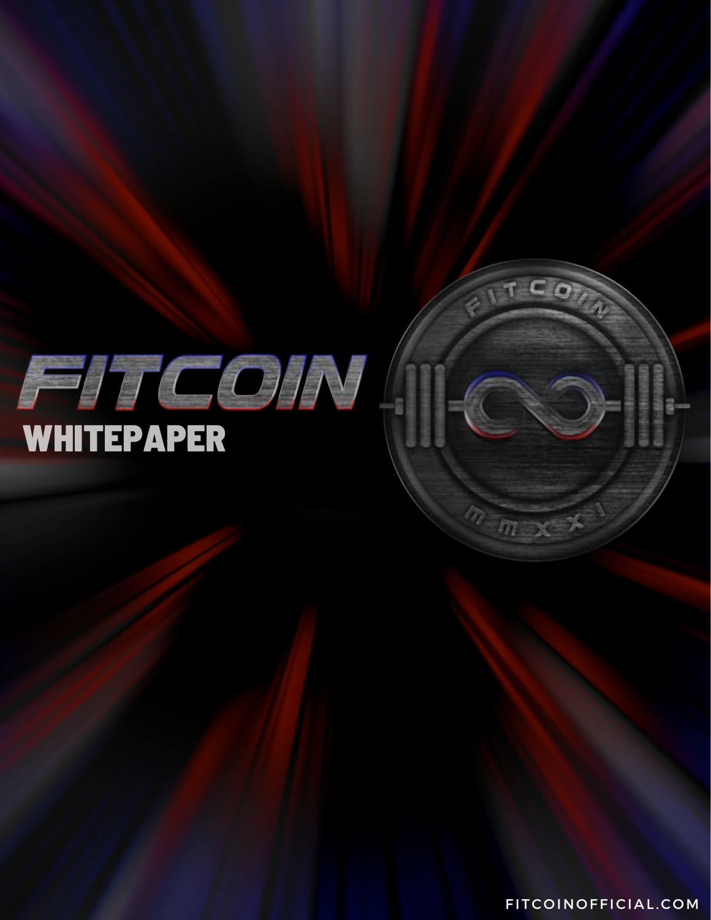# FITCOIN

## WHITEPAPER

FITCOINOFFICIAL.COM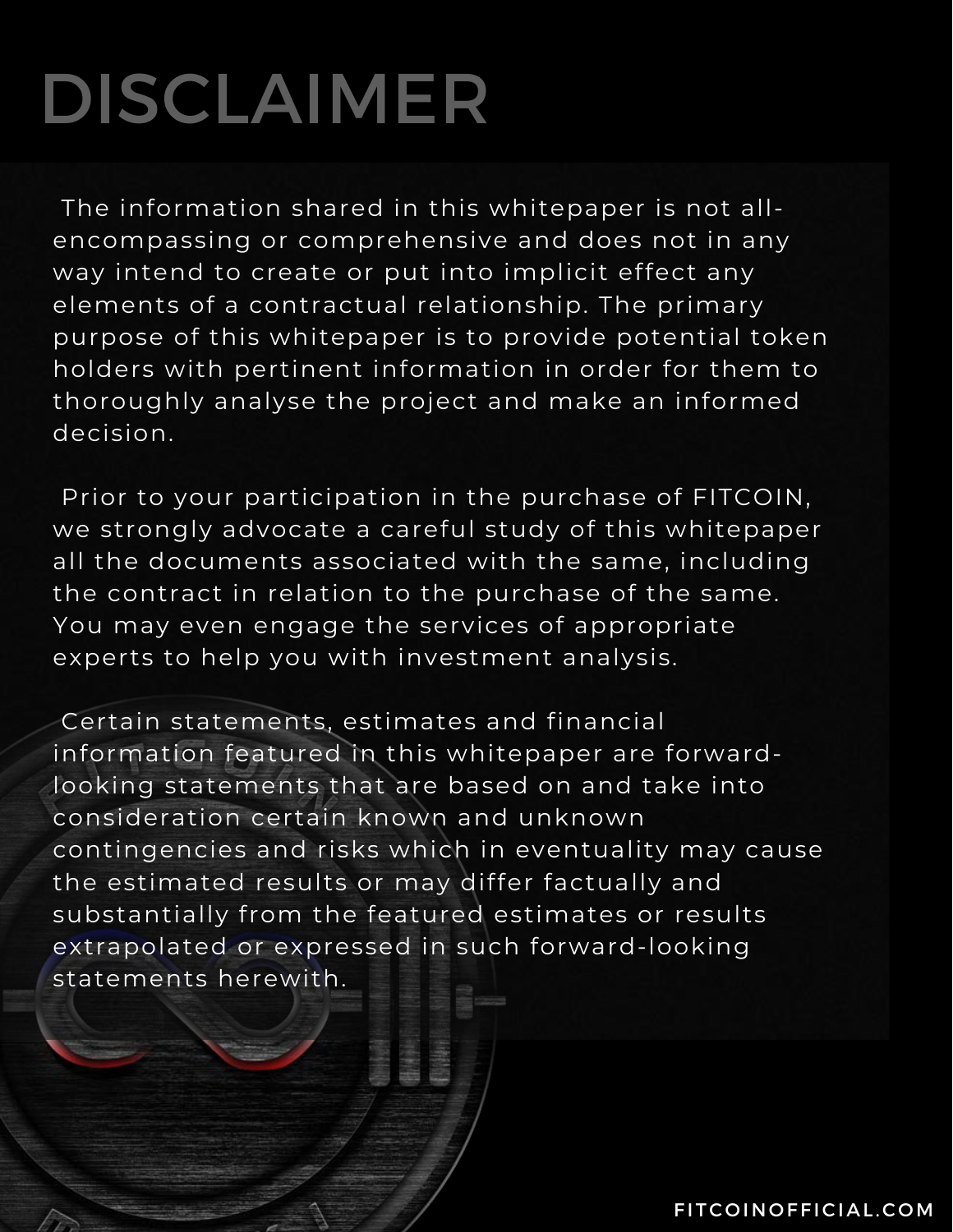# DISCLAIMER

The information shared in this whitepaper is not all-encompassing or comprehensive and does not in any way intend to create or put into implicit effect any elements of a contractual relationship. The primary purpose of this whitepaper is to provide potential token holders with pertinent information in order for them to thoroughly analyse the project and make an informed decision.

Prior to your participation in the purchase of FITCOIN, we strongly advocate a careful study of this whitepaper all the documents associated with the same, including the contract in relation to the purchase of the same. You may even engage the services of appropriate experts to help you with investment analysis.

Certain statements, estimates and financial information featured in this whitepaper are forward-looking statements that are based on and take into consideration certain known and unknown contingencies and risks which in eventuality may cause the estimated results or may differ factually and substantially from the featured estimates or results extrapolated or expressed in such forward-looking statements herewith.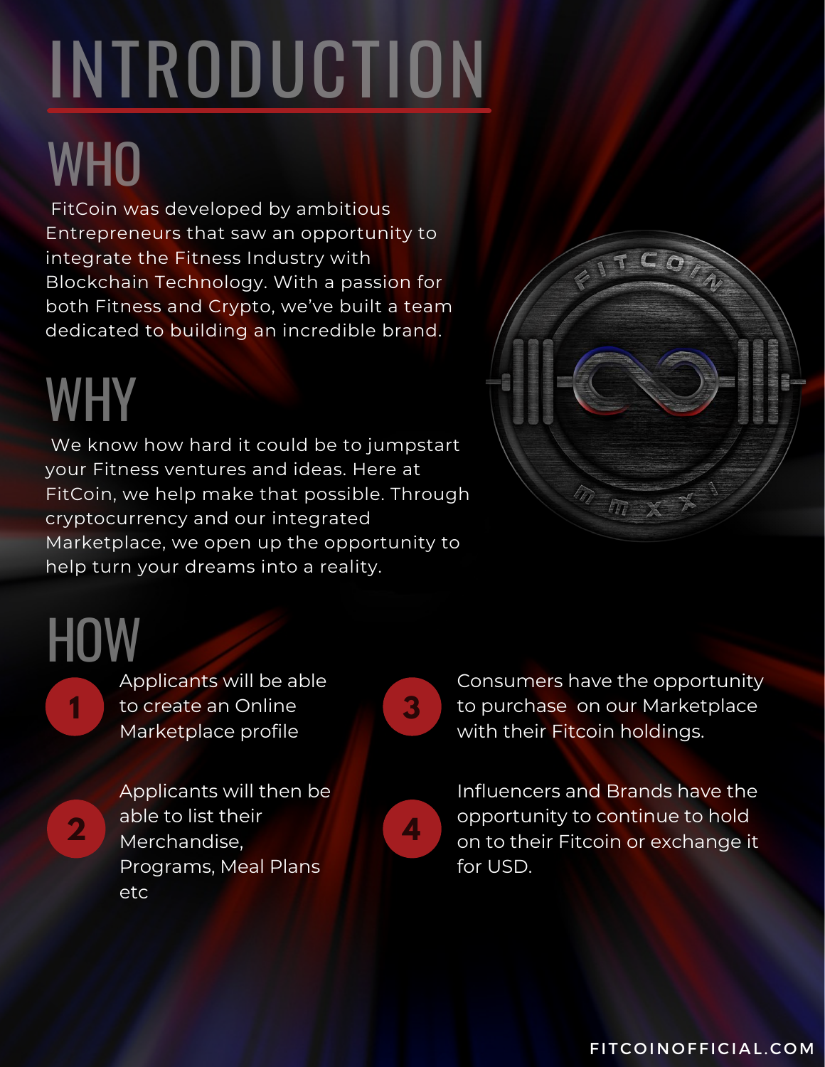# INTRODUCTION

## WHO

FitCoin was developed by ambitious Entrepreneurs that saw an opportunity to integrate the Fitness Industry with Blockchain Technology. With a passion for both Fitness and Crypto, we've built a team dedicated to building an incredible brand.

## WHY

We know how hard it could be to jumpstart your Fitness ventures and ideas. Here at FitCoin, we help make that possible. Through cryptocurrency and our integrated Marketplace, we open up the opportunity to help turn your dreams into a reality.

## HOW

1. Applicants will be able to create an Online Marketplace profile
2. Applicants will then be able to list their Merchandise, Programs, Meal Plans etc
3. Consumers have the opportunity to purchase on our Marketplace with their Fitcoin holdings.
4. Influencers and Brands have the opportunity to continue to hold on to their Fitcoin or exchange it for USD.

FITCOINOFFICIAL.COM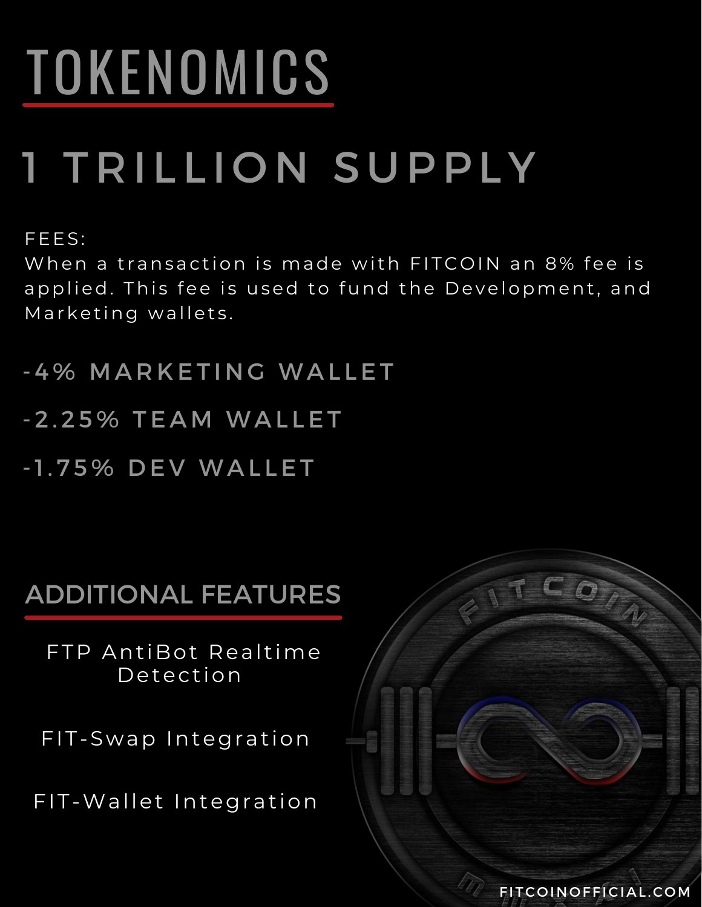# TOKENOMICS

## 1 TRILLION SUPPLY

FEES:
When a transaction is made with FITCOIN an 8% fee is applied. This fee is used to fund the Development, and Marketing wallets.

-4% MARKETING WALLET

-2.25% TEAM WALLET

-1.75% DEV WALLET

## ADDITIONAL FEATURES

FTP AntiBot Realtime Detection

FIT-Swap Integration

FIT-Wallet Integration

FITCOINOFFICIAL.COM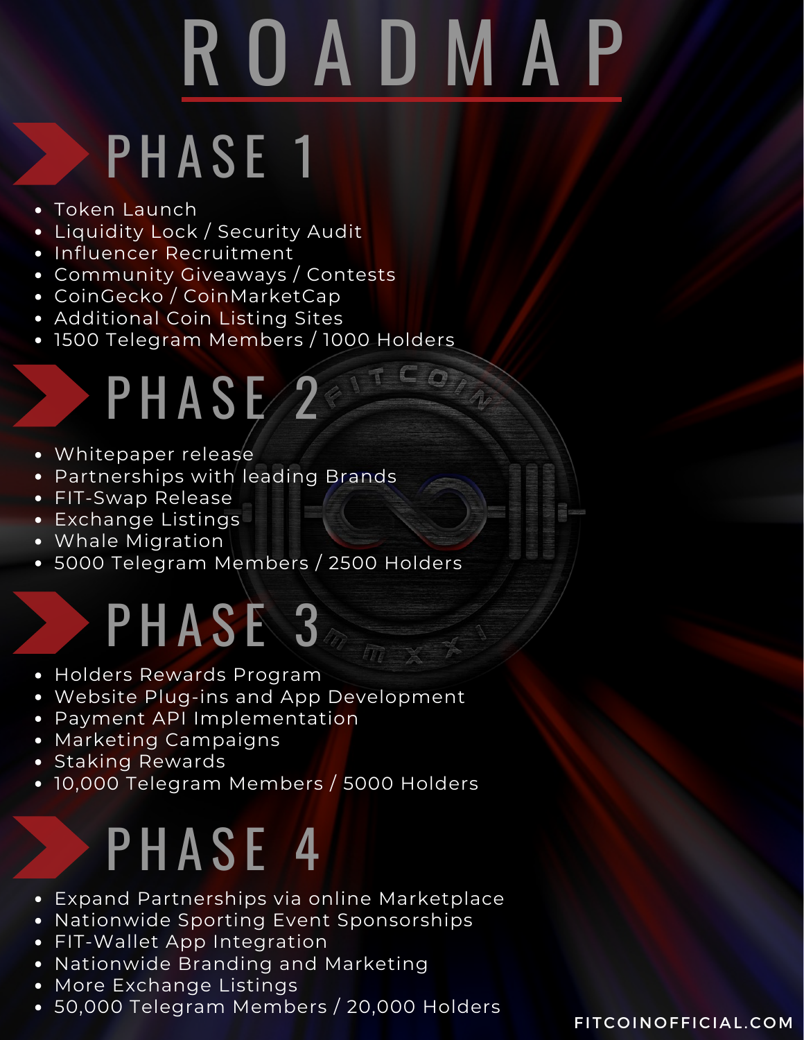# ROADMAP

## PHASE 1

- Token Launch
- Liquidity Lock / Security Audit
- Influencer Recruitment
- Community Giveaways / Contests
- CoinGecko / CoinMarketCap
- Additional Coin Listing Sites
- 1500 Telegram Members / 1000 Holders

## PHASE 2

- Whitepaper release
- Partnerships with leading Brands
- FIT-Swap Release
- Exchange Listings
- Whale Migration
- 5000 Telegram Members / 2500 Holders

## PHASE 3

- Holders Rewards Program
- Website Plug-ins and App Development
- Payment API Implementation
- Marketing Campaigns
- Staking Rewards
- 10,000 Telegram Members / 5000 Holders

## PHASE 4

- Expand Partnerships via online Marketplace
- Nationwide Sporting Event Sponsorships
- FIT-Wallet App Integration
- Nationwide Branding and Marketing
- More Exchange Listings
- 50,000 Telegram Members / 20,000 Holders

FITCOINOFFICIAL.COM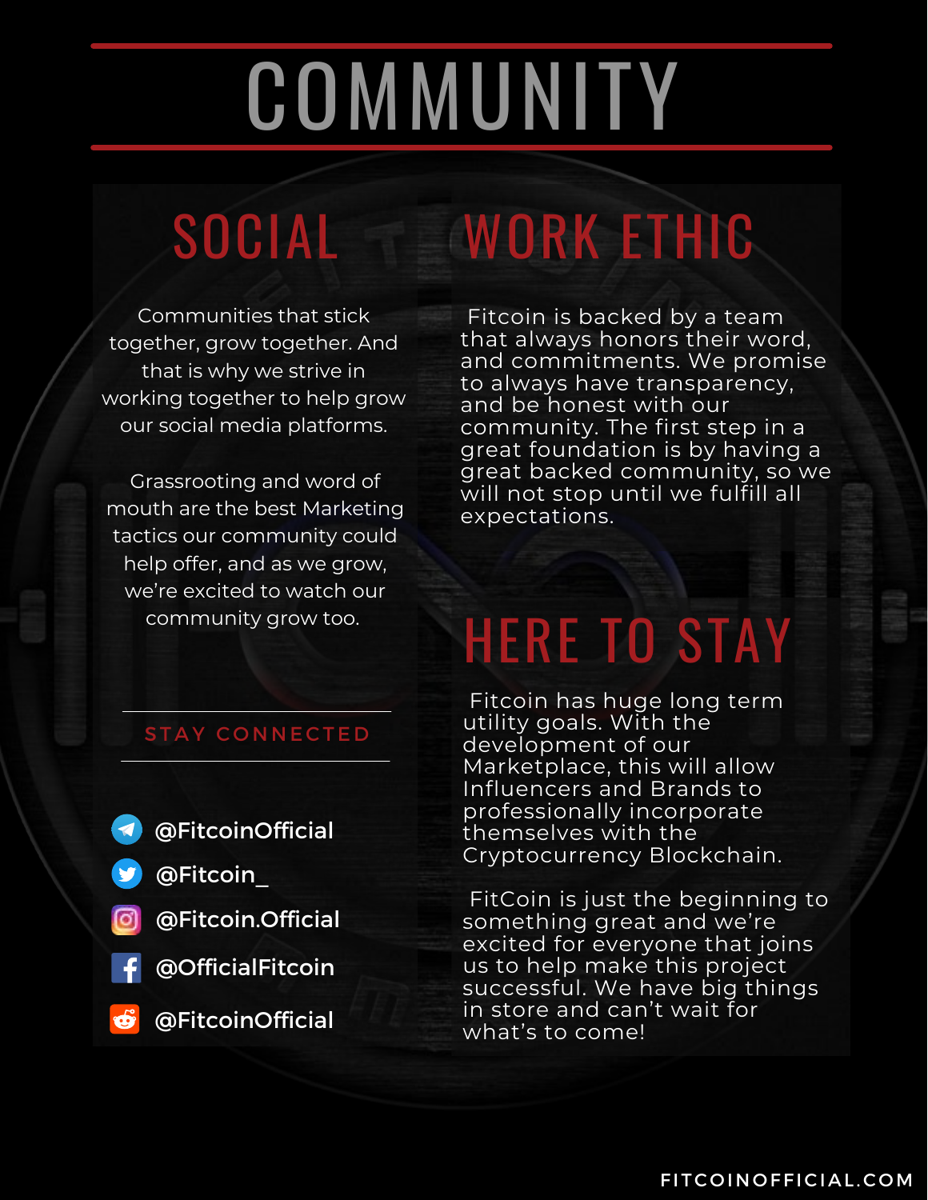# COMMUNITY

## SOCIAL

Communities that stick together, grow together. And that is why we strive in working together to help grow our social media platforms.

Grassrooting and word of mouth are the best Marketing tactics our community could help offer, and as we grow, we're excited to watch our community grow too.

### STAY CONNECTED

- @FitcoinOfficial
- @Fitcoin_
- @Fitcoin.Official
- @OfficialFitcoin
- @FitcoinOfficial

## WORK ETHIC

Fitcoin is backed by a team that always honors their word, and commitments. We promise to always have transparency, and be honest with our community. The first step in a great foundation is by having a great backed community, so we will not stop until we fulfill all expectations.

## HERE TO STAY

Fitcoin has huge long term utility goals. With the development of our Marketplace, this will allow Influencers and Brands to professionally incorporate themselves with the Cryptocurrency Blockchain.

FitCoin is just the beginning to something great and we're excited for everyone that joins us to help make this project successful. We have big things in store and can't wait for what's to come!

FITCOINOFFICIAL.COM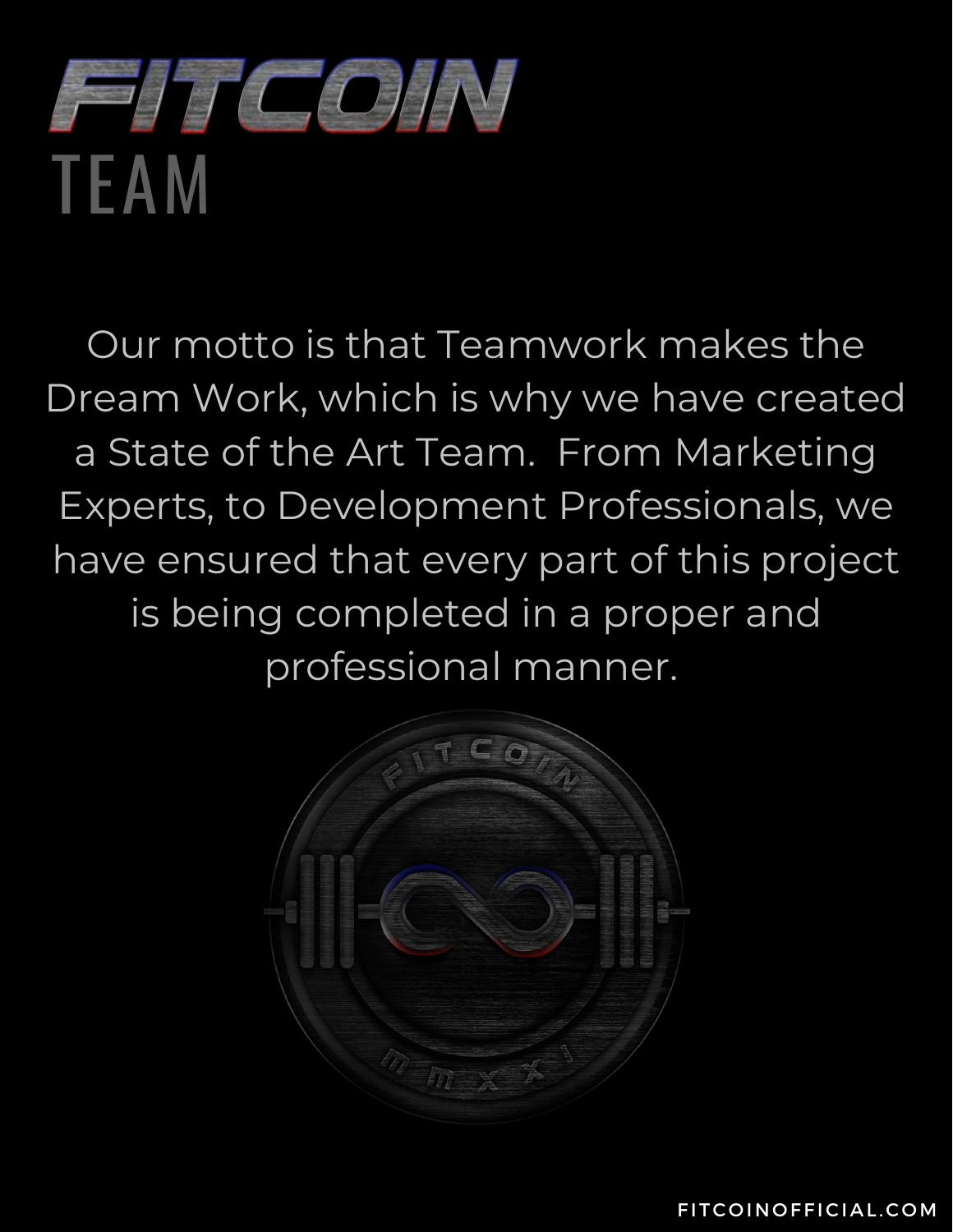# FITCOIN TEAM

Our motto is that Teamwork makes the Dream Work, which is why we have created a State of the Art Team. From Marketing Experts, to Development Professionals, we have ensured that every part of this project is being completed in a proper and professional manner.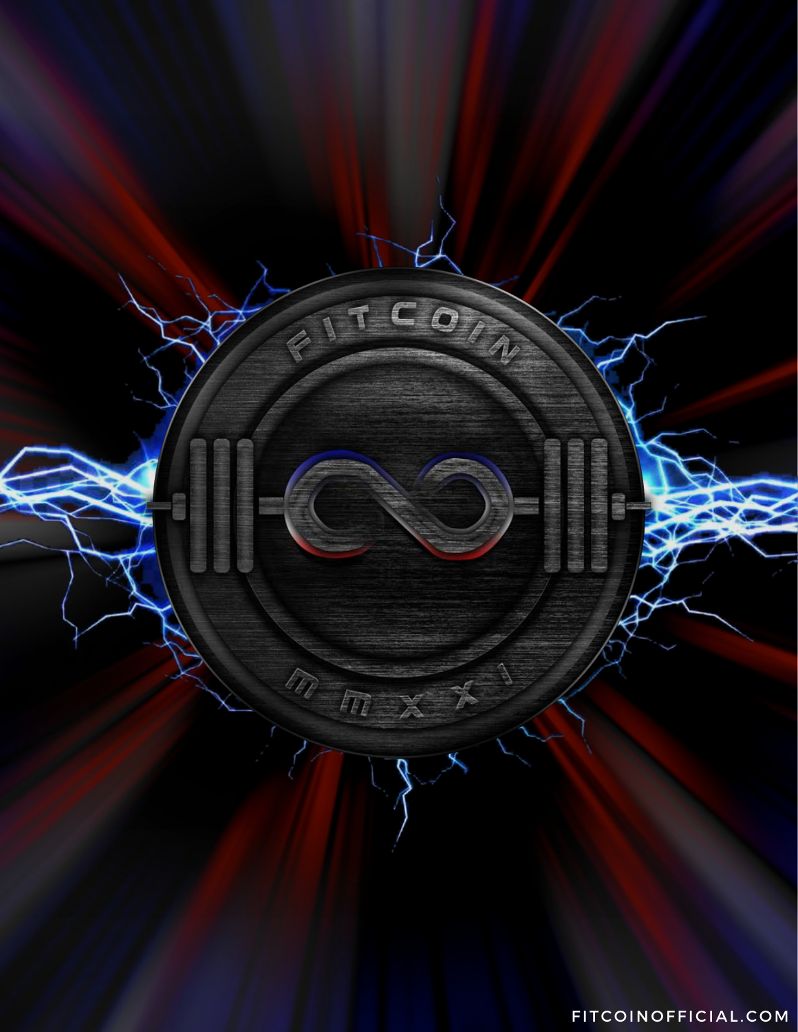FITCOIN

MMXXI

FITCOINOFFICIAL.COM